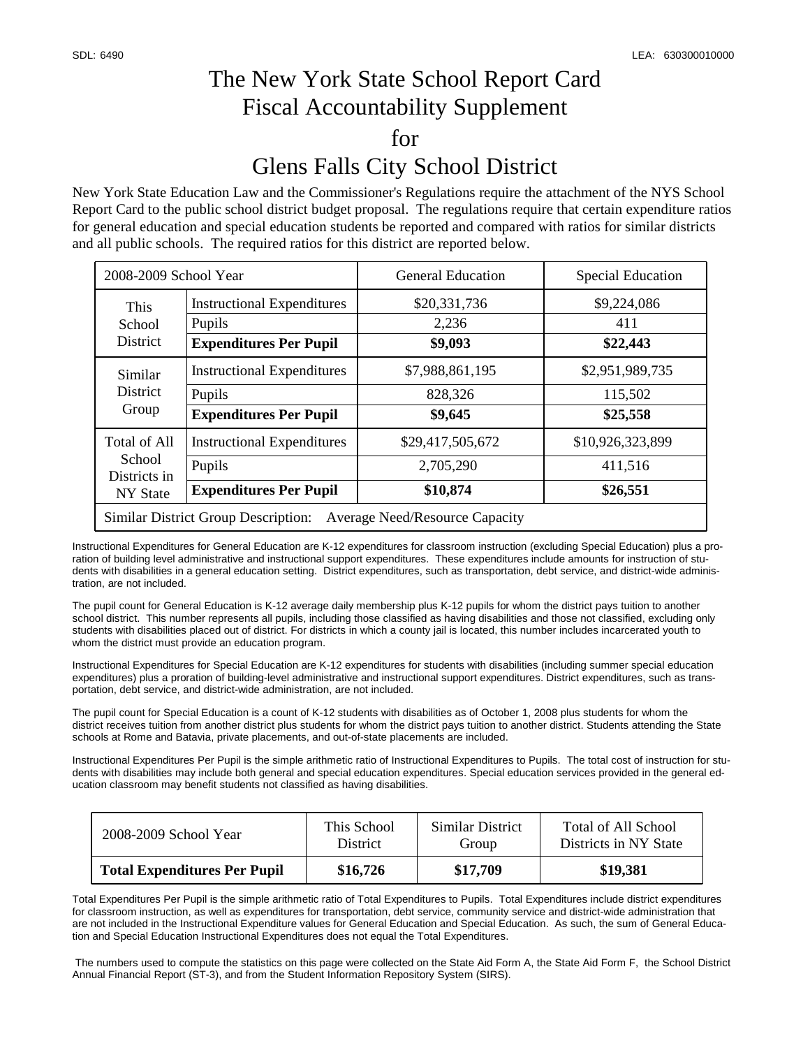# The New York State School Report Card
# Fiscal Accountability Supplement
# for
# Glens Falls City School District

New York State Education Law and the Commissioner's Regulations require the attachment of the NYS School Report Card to the public school district budget proposal. The regulations require that certain expenditure ratios for general education and special education students be reported and compared with ratios for similar districts and all public schools. The required ratios for this district are reported below.

| 2008-2009 School Year | | General Education | Special Education |
|---|---|---|---|
| This School District | Instructional Expenditures | $20,331,736 | $9,224,086 |
| | Pupils | 2,236 | 411 |
| | **Expenditures Per Pupil** | **$9,093** | **$22,443** |
| Similar District Group | Instructional Expenditures | $7,988,861,195 | $2,951,989,735 |
| | Pupils | 828,326 | 115,502 |
| | **Expenditures Per Pupil** | **$9,645** | **$25,558** |
| Total of All School Districts in NY State | Instructional Expenditures | $29,417,505,672 | $10,926,323,899 |
| | Pupils | 2,705,290 | 411,516 |
| | **Expenditures Per Pupil** | **$10,874** | **$26,551** |
| Similar District Group Description: Average Need/Resource Capacity | | | |

Instructional Expenditures for General Education are K-12 expenditures for classroom instruction (excluding Special Education) plus a proration of building level administrative and instructional support expenditures. These expenditures include amounts for instruction of students with disabilities in a general education setting. District expenditures, such as transportation, debt service, and district-wide administration, are not included.

The pupil count for General Education is K-12 average daily membership plus K-12 pupils for whom the district pays tuition to another school district. This number represents all pupils, including those classified as having disabilities and those not classified, excluding only students with disabilities placed out of district. For districts in which a county jail is located, this number includes incarcerated youth to whom the district must provide an education program.

Instructional Expenditures for Special Education are K-12 expenditures for students with disabilities (including summer special education expenditures) plus a proration of building-level administrative and instructional support expenditures. District expenditures, such as transportation, debt service, and district-wide administration, are not included.

The pupil count for Special Education is a count of K-12 students with disabilities as of October 1, 2008 plus students for whom the district receives tuition from another district plus students for whom the district pays tuition to another district. Students attending the State schools at Rome and Batavia, private placements, and out-of-state placements are included.

Instructional Expenditures Per Pupil is the simple arithmetic ratio of Instructional Expenditures to Pupils. The total cost of instruction for students with disabilities may include both general and special education expenditures. Special education services provided in the general education classroom may benefit students not classified as having disabilities.

| 2008-2009 School Year | This School District | Similar District Group | Total of All School Districts in NY State |
|---|---|---|---|
| **Total Expenditures Per Pupil** | **$16,726** | **$17,709** | **$19,381** |

Total Expenditures Per Pupil is the simple arithmetic ratio of Total Expenditures to Pupils. Total Expenditures include district expenditures for classroom instruction, as well as expenditures for transportation, debt service, community service and district-wide administration that are not included in the Instructional Expenditure values for General Education and Special Education. As such, the sum of General Education and Special Education Instructional Expenditures does not equal the Total Expenditures.

The numbers used to compute the statistics on this page were collected on the State Aid Form A, the State Aid Form F, the School District Annual Financial Report (ST-3), and from the Student Information Repository System (SIRS).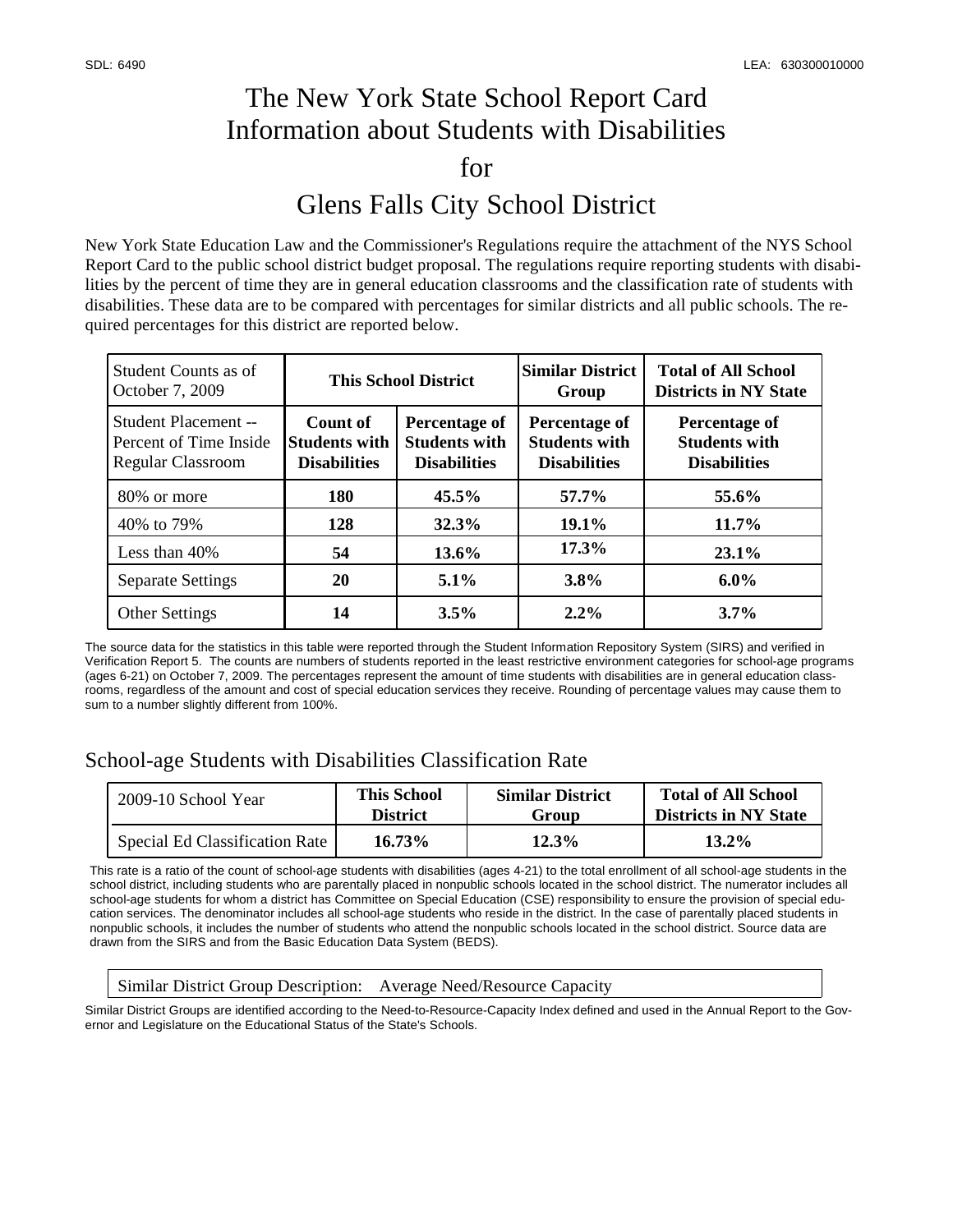SDL: 6490 LEA: 630300010000

# The New York State School Report Card
# Information about Students with Disabilities
# for
# Glens Falls City School District

New York State Education Law and the Commissioner's Regulations require the attachment of the NYS School Report Card to the public school district budget proposal. The regulations require reporting students with disabilities by the percent of time they are in general education classrooms and the classification rate of students with disabilities. These data are to be compared with percentages for similar districts and all public schools. The required percentages for this district are reported below.

| Student Counts as of October 7, 2009 | This School District | | Similar District Group | Total of All School Districts in NY State |
|---|---|---|---|---|
| Student Placement -- Percent of Time Inside Regular Classroom | **Count of Students with Disabilities** | **Percentage of Students with Disabilities** | **Percentage of Students with Disabilities** | **Percentage of Students with Disabilities** |
| 80% or more | **180** | **45.5%** | **57.7%** | **55.6%** |
| 40% to 79% | **128** | **32.3%** | **19.1%** | **11.7%** |
| Less than 40% | **54** | **13.6%** | **17.3%** | **23.1%** |
| Separate Settings | **20** | **5.1%** | **3.8%** | **6.0%** |
| Other Settings | **14** | **3.5%** | **2.2%** | **3.7%** |

The source data for the statistics in this table were reported through the Student Information Repository System (SIRS) and verified in Verification Report 5. The counts are numbers of students reported in the least restrictive environment categories for school-age programs (ages 6-21) on October 7, 2009. The percentages represent the amount of time students with disabilities are in general education classrooms, regardless of the amount and cost of special education services they receive. Rounding of percentage values may cause them to sum to a number slightly different from 100%.

## School-age Students with Disabilities Classification Rate

| 2009-10 School Year | This School District | Similar District Group | Total of All School Districts in NY State |
|---|---|---|---|
| Special Ed Classification Rate | **16.73%** | **12.3%** | **13.2%** |

This rate is a ratio of the count of school-age students with disabilities (ages 4-21) to the total enrollment of all school-age students in the school district, including students who are parentally placed in nonpublic schools located in the school district. The numerator includes all school-age students for whom a district has Committee on Special Education (CSE) responsibility to ensure the provision of special education services. The denominator includes all school-age students who reside in the district. In the case of parentally placed students in nonpublic schools, it includes the number of students who attend the nonpublic schools located in the school district. Source data are drawn from the SIRS and from the Basic Education Data System (BEDS).

Similar District Group Description: Average Need/Resource Capacity

Similar District Groups are identified according to the Need-to-Resource-Capacity Index defined and used in the Annual Report to the Governor and Legislature on the Educational Status of the State's Schools.